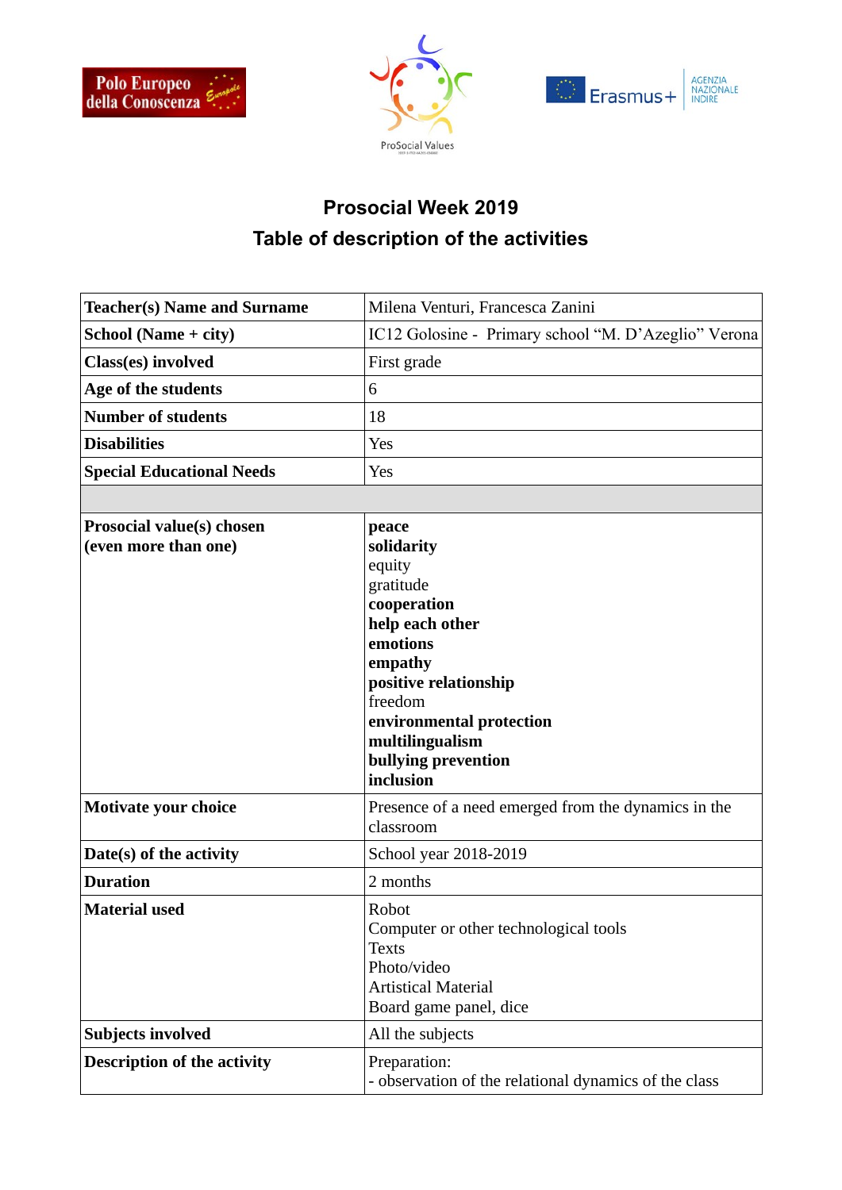## Prosocial Week 2019

## Table of description of the activities

| **Teacher(s) Name and Surname** | Milena Venturi, Francesca Zanini |
|---|---|
| **School (Name + city)** | IC12 Golosine - Primary school "M. D'Azeglio" Verona |
| **Class(es) involved** | First grade |
| **Age of the students** | 6 |
| **Number of students** | 18 |
| **Disabilities** | Yes |
| **Special Educational Needs** | Yes |
| | |
| **Prosocial value(s) chosen (even more than one)** | **peace**<br>**solidarity**<br>equity<br>gratitude<br>**cooperation**<br>**help each other**<br>**emotions**<br>**empathy**<br>**positive relationship**<br>freedom<br>**environmental protection**<br>**multilingualism**<br>**bullying prevention**<br>**inclusion** |
| **Motivate your choice** | Presence of a need emerged from the dynamics in the classroom |
| **Date(s) of the activity** | School year 2018-2019 |
| **Duration** | 2 months |
| **Material used** | Robot<br>Computer or other technological tools<br>Texts<br>Photo/video<br>Artistical Material<br>Board game panel, dice |
| **Subjects involved** | All the subjects |
| **Description of the activity** | Preparation:<br>- observation of the relational dynamics of the class |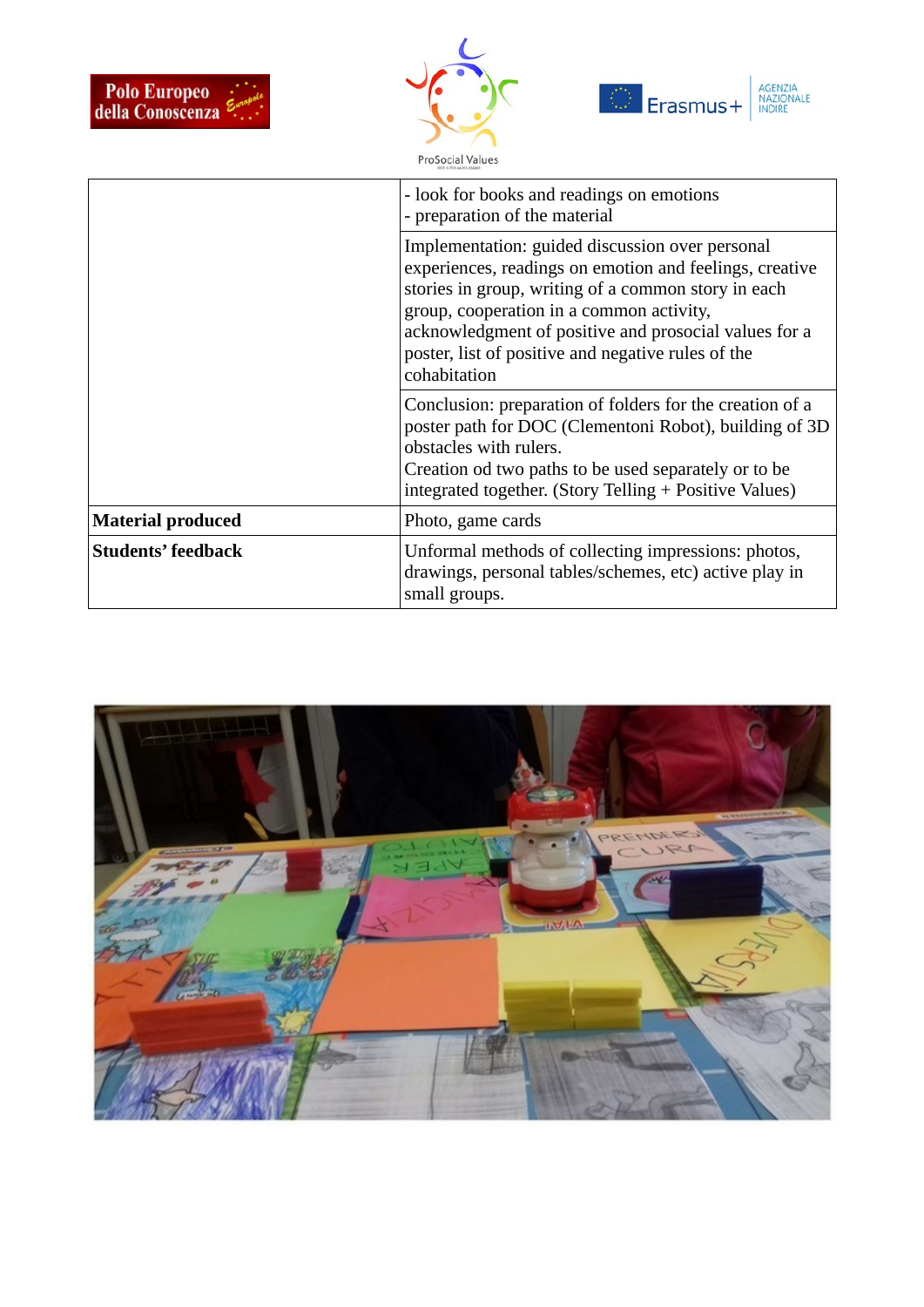| | |
|---|---|
| | - look for books and readings on emotions<br>- preparation of the material |
| | Implementation: guided discussion over personal experiences, readings on emotion and feelings, creative stories in group, writing of a common story in each group, cooperation in a common activity, acknowledgment of positive and prosocial values for a poster, list of positive and negative rules of the cohabitation |
| | Conclusion: preparation of folders for the creation of a poster path for DOC (Clementoni Robot), building of 3D obstacles with rulers.<br>Creation od two paths to be used separately or to be integrated together. (Story Telling + Positive Values) |
| **Material produced** | Photo, game cards |
| **Students' feedback** | Unformal methods of collecting impressions: photos, drawings, personal tables/schemes, etc) active play in small groups. |